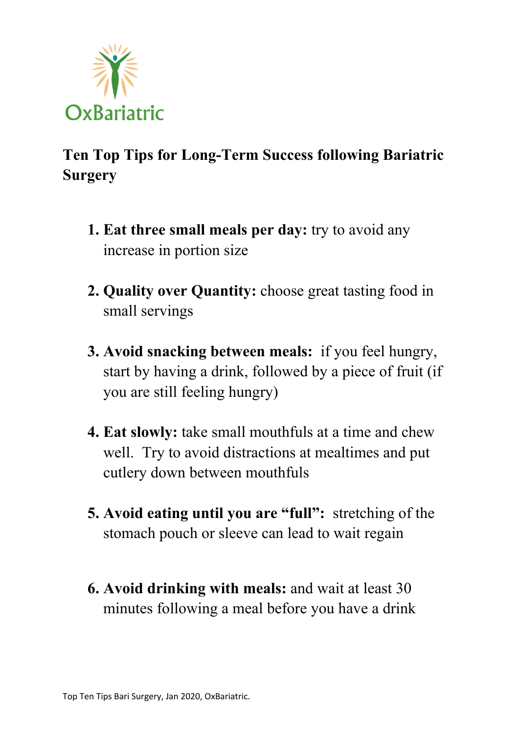OxBariatric

# Ten Top Tips for Long-Term Success following Bariatric Surgery

1. **Eat three small meals per day:** try to avoid any increase in portion size

2. **Quality over Quantity:** choose great tasting food in small servings

3. **Avoid snacking between meals:** if you feel hungry, start by having a drink, followed by a piece of fruit (if you are still feeling hungry)

4. **Eat slowly:** take small mouthfuls at a time and chew well. Try to avoid distractions at mealtimes and put cutlery down between mouthfuls

5. **Avoid eating until you are "full":** stretching of the stomach pouch or sleeve can lead to wait regain

6. **Avoid drinking with meals:** and wait at least 30 minutes following a meal before you have a drink

Top Ten Tips Bari Surgery, Jan 2020, OxBariatric.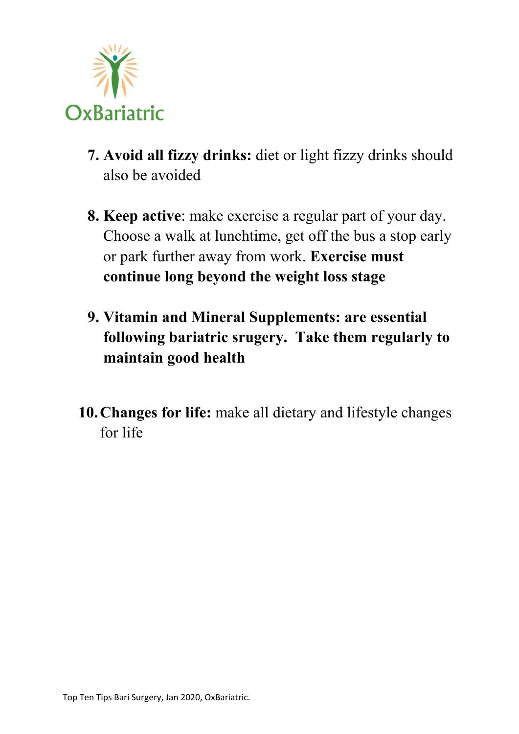7. **Avoid all fizzy drinks:** diet or light fizzy drinks should also be avoided

8. **Keep active**: make exercise a regular part of your day. Choose a walk at lunchtime, get off the bus a stop early or park further away from work. **Exercise must continue long beyond the weight loss stage**

9. **Vitamin and Mineral Supplements: are essential following bariatric srugery. Take them regularly to maintain good health**

10. **Changes for life:** make all dietary and lifestyle changes for life

Top Ten Tips Bari Surgery, Jan 2020, OxBariatric.